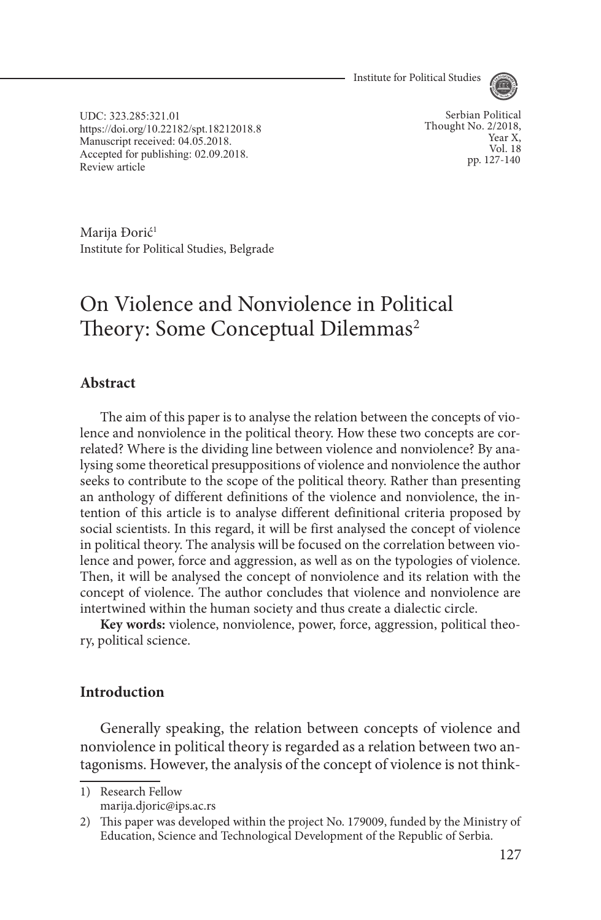UDC: 323.285:321.01
https://doi.org/10.22182/spt.18212018.8
Manuscript received: 04.05.2018.
Accepted for publishing: 02.09.2018.
Review article

Serbian Political Thought No. 2/2018, Year X, Vol. 18 pp. 127-140

Marija Đorić[1]
Institute for Political Studies, Belgrade

# On Violence and Nonviolence in Political Theory: Some Conceptual Dilemmas[2]

## Abstract

The aim of this paper is to analyse the relation between the concepts of violence and nonviolence in the political theory. How these two concepts are correlated? Where is the dividing line between violence and nonviolence? By analysing some theoretical presuppositions of violence and nonviolence the author seeks to contribute to the scope of the political theory. Rather than presenting an anthology of different definitions of the violence and nonviolence, the intention of this article is to analyse different definitional criteria proposed by social scientists. In this regard, it will be first analysed the concept of violence in political theory. The analysis will be focused on the correlation between violence and power, force and aggression, as well as on the typologies of violence. Then, it will be analysed the concept of nonviolence and its relation with the concept of violence. The author concludes that violence and nonviolence are intertwined within the human society and thus create a dialectic circle.

**Key words:** violence, nonviolence, power, force, aggression, political theory, political science.

## Introduction

Generally speaking, the relation between concepts of violence and nonviolence in political theory is regarded as a relation between two antagonisms. However, the analysis of the concept of violence is not think-

---

1) Research Fellow
marija.djoric@ips.ac.rs

2) This paper was developed within the project No. 179009, funded by the Ministry of Education, Science and Technological Development of the Republic of Serbia.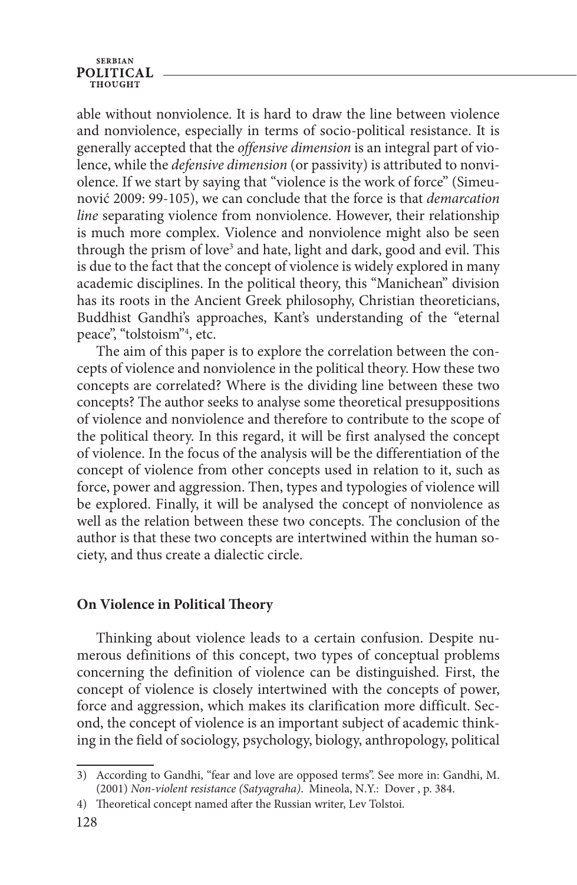able without nonviolence. It is hard to draw the line between violence and nonviolence, especially in terms of socio-political resistance. It is generally accepted that the *offensive dimension* is an integral part of violence, while the *defensive dimension* (or passivity) is attributed to nonviolence. If we start by saying that "violence is the work of force" (Simeunović 2009: 99-105), we can conclude that the force is that *demarcation line* separating violence from nonviolence. However, their relationship is much more complex. Violence and nonviolence might also be seen through the prism of love[3] and hate, light and dark, good and evil. This is due to the fact that the concept of violence is widely explored in many academic disciplines. In the political theory, this "Manichean" division has its roots in the Ancient Greek philosophy, Christian theoreticians, Buddhist Gandhi's approaches, Kant's understanding of the "eternal peace", "tolstoism"[4], etc.

The aim of this paper is to explore the correlation between the concepts of violence and nonviolence in the political theory. How these two concepts are correlated? Where is the dividing line between these two concepts? The author seeks to analyse some theoretical presuppositions of violence and nonviolence and therefore to contribute to the scope of the political theory. In this regard, it will be first analysed the concept of violence. In the focus of the analysis will be the differentiation of the concept of violence from other concepts used in relation to it, such as force, power and aggression. Then, types and typologies of violence will be explored. Finally, it will be analysed the concept of nonviolence as well as the relation between these two concepts. The conclusion of the author is that these two concepts are intertwined within the human society, and thus create a dialectic circle.

## On Violence in Political Theory

Thinking about violence leads to a certain confusion. Despite numerous definitions of this concept, two types of conceptual problems concerning the definition of violence can be distinguished. First, the concept of violence is closely intertwined with the concepts of power, force and aggression, which makes its clarification more difficult. Second, the concept of violence is an important subject of academic thinking in the field of sociology, psychology, biology, anthropology, political

---

3) According to Gandhi, "fear and love are opposed terms". See more in: Gandhi, M. (2001) *Non-violent resistance (Satyagraha)*. Mineola, N.Y.: Dover , p. 384.

4) Theoretical concept named after the Russian writer, Lev Tolstoi.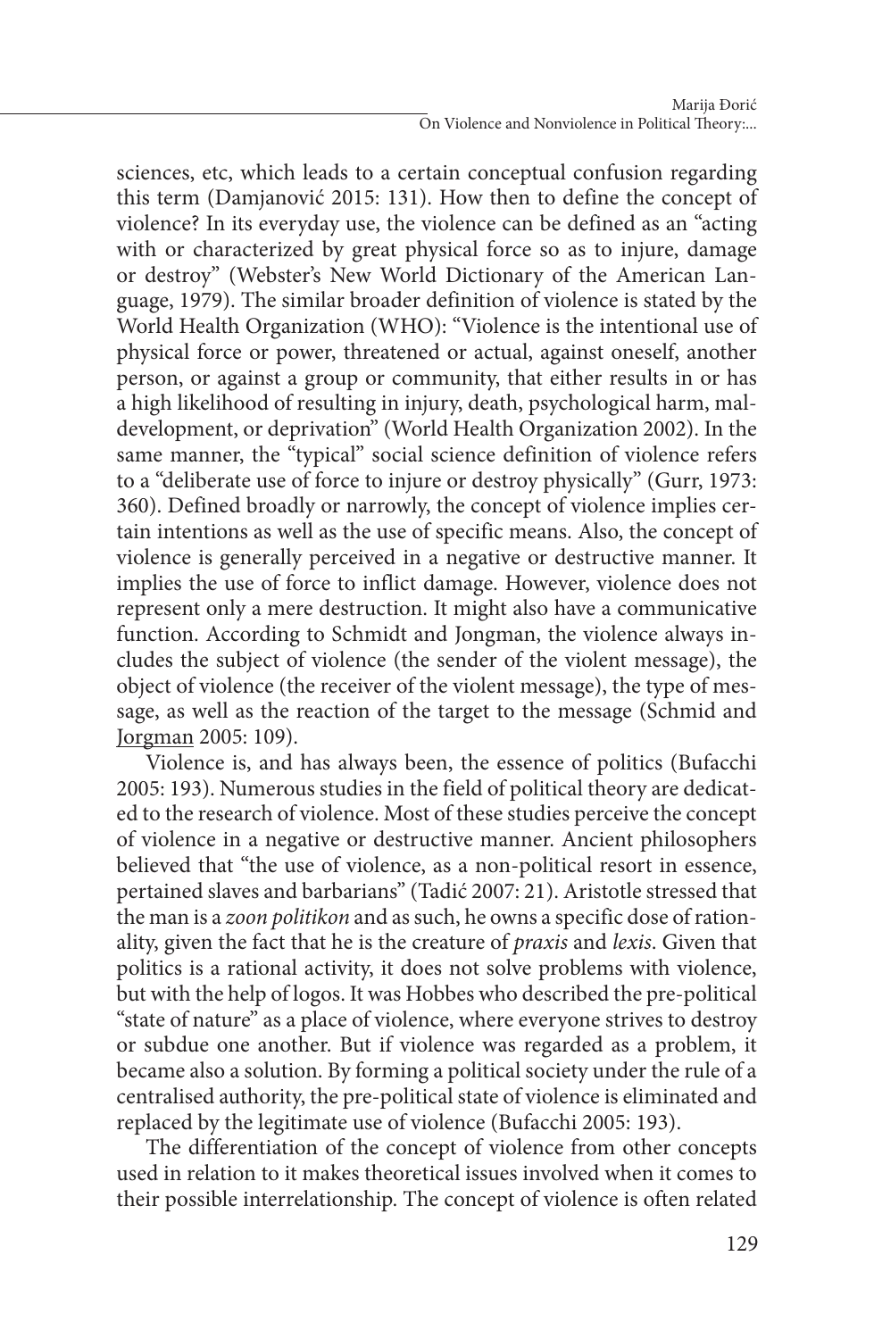sciences, etc, which leads to a certain conceptual confusion regarding this term (Damjanović 2015: 131). How then to define the concept of violence? In its everyday use, the violence can be defined as an "acting with or characterized by great physical force so as to injure, damage or destroy" (Webster's New World Dictionary of the American Language, 1979). The similar broader definition of violence is stated by the World Health Organization (WHO): "Violence is the intentional use of physical force or power, threatened or actual, against oneself, another person, or against a group or community, that either results in or has a high likelihood of resulting in injury, death, psychological harm, maldevelopment, or deprivation" (World Health Organization 2002). In the same manner, the "typical" social science definition of violence refers to a "deliberate use of force to injure or destroy physically" (Gurr, 1973: 360). Defined broadly or narrowly, the concept of violence implies certain intentions as well as the use of specific means. Also, the concept of violence is generally perceived in a negative or destructive manner. It implies the use of force to inflict damage. However, violence does not represent only a mere destruction. It might also have a communicative function. According to Schmidt and Jongman, the violence always includes the subject of violence (the sender of the violent message), the object of violence (the receiver of the violent message), the type of message, as well as the reaction of the target to the message (Schmid and Jorgman 2005: 109).

Violence is, and has always been, the essence of politics (Bufacchi 2005: 193). Numerous studies in the field of political theory are dedicated to the research of violence. Most of these studies perceive the concept of violence in a negative or destructive manner. Ancient philosophers believed that "the use of violence, as a non-political resort in essence, pertained slaves and barbarians" (Tadić 2007: 21). Aristotle stressed that the man is a *zoon politikon* and as such, he owns a specific dose of rationality, given the fact that he is the creature of *praxis* and *lexis*. Given that politics is a rational activity, it does not solve problems with violence, but with the help of logos. It was Hobbes who described the pre-political "state of nature" as a place of violence, where everyone strives to destroy or subdue one another. But if violence was regarded as a problem, it became also a solution. By forming a political society under the rule of a centralised authority, the pre-political state of violence is eliminated and replaced by the legitimate use of violence (Bufacchi 2005: 193).

The differentiation of the concept of violence from other concepts used in relation to it makes theoretical issues involved when it comes to their possible interrelationship. The concept of violence is often related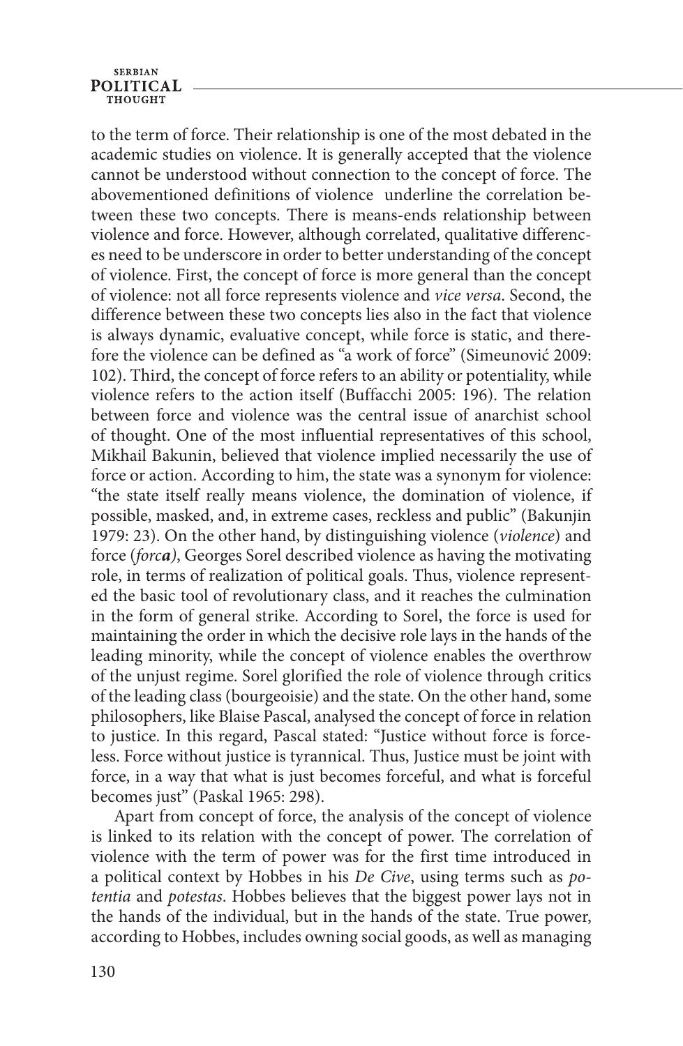to the term of force. Their relationship is one of the most debated in the academic studies on violence. It is generally accepted that the violence cannot be understood without connection to the concept of force. The abovementioned definitions of violence underline the correlation between these two concepts. There is means-ends relationship between violence and force. However, although correlated, qualitative differences need to be underscore in order to better understanding of the concept of violence. First, the concept of force is more general than the concept of violence: not all force represents violence and *vice versa*. Second, the difference between these two concepts lies also in the fact that violence is always dynamic, evaluative concept, while force is static, and therefore the violence can be defined as "a work of force" (Simeunović 2009: 102). Third, the concept of force refers to an ability or potentiality, while violence refers to the action itself (Buffacchi 2005: 196). The relation between force and violence was the central issue of anarchist school of thought. One of the most influential representatives of this school, Mikhail Bakunin, believed that violence implied necessarily the use of force or action. According to him, the state was a synonym for violence: "the state itself really means violence, the domination of violence, if possible, masked, and, in extreme cases, reckless and public" (Bakunjin 1979: 23). On the other hand, by distinguishing violence (*violence*) and force (*forc**a***), Georges Sorel described violence as having the motivating role, in terms of realization of political goals. Thus, violence represented the basic tool of revolutionary class, and it reaches the culmination in the form of general strike. According to Sorel, the force is used for maintaining the order in which the decisive role lays in the hands of the leading minority, while the concept of violence enables the overthrow of the unjust regime. Sorel glorified the role of violence through critics of the leading class (bourgeoisie) and the state. On the other hand, some philosophers, like Blaise Pascal, analysed the concept of force in relation to justice. In this regard, Pascal stated: "Justice without force is forceless. Force without justice is tyrannical. Thus, Justice must be joint with force, in a way that what is just becomes forceful, and what is forceful becomes just" (Paskal 1965: 298).

Apart from concept of force, the analysis of the concept of violence is linked to its relation with the concept of power. The correlation of violence with the term of power was for the first time introduced in a political context by Hobbes in his *De Cive*, using terms such as *potentia* and *potestas*. Hobbes believes that the biggest power lays not in the hands of the individual, but in the hands of the state. True power, according to Hobbes, includes owning social goods, as well as managing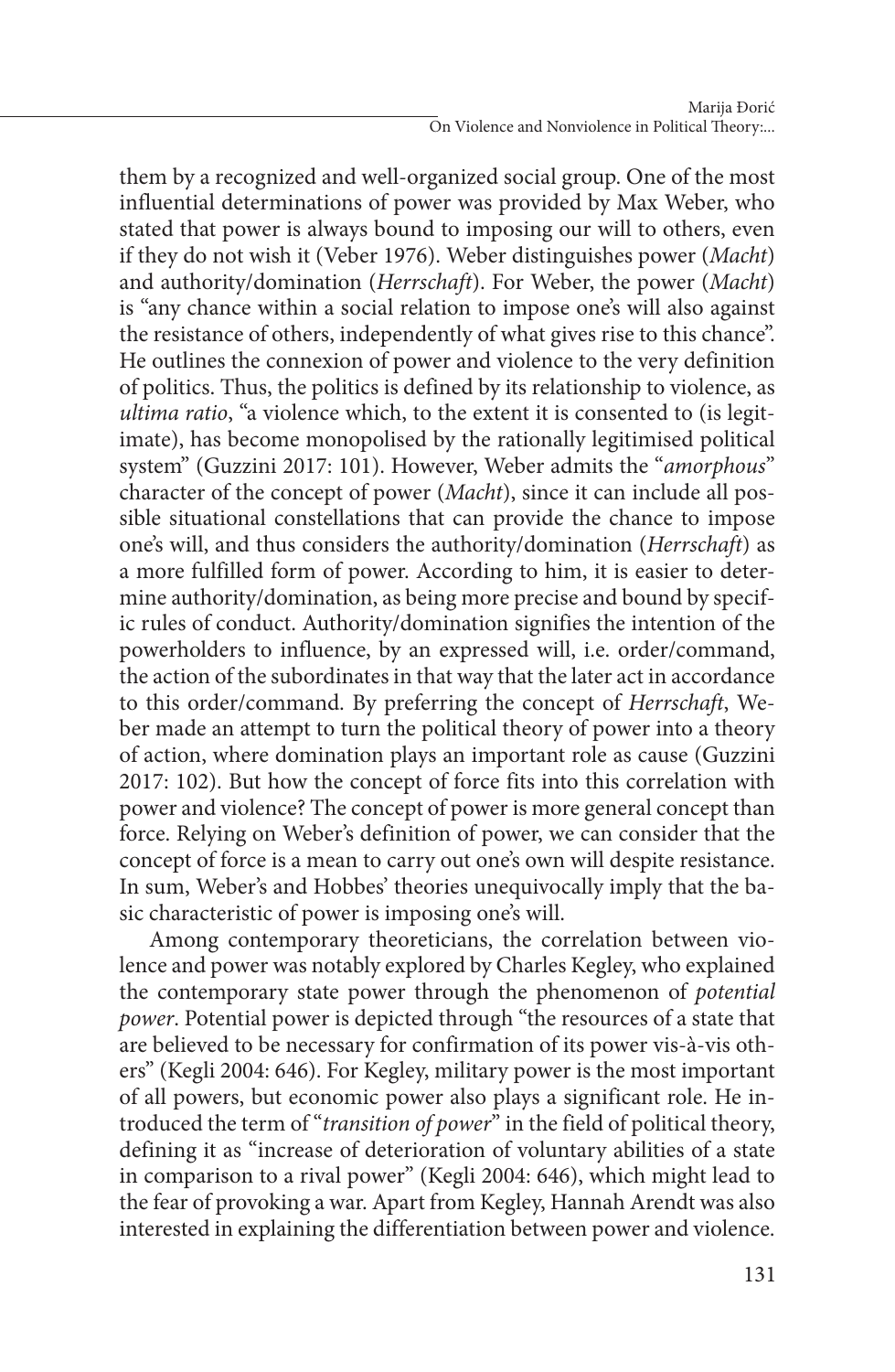them by a recognized and well-organized social group. One of the most influential determinations of power was provided by Max Weber, who stated that power is always bound to imposing our will to others, even if they do not wish it (Veber 1976). Weber distinguishes power (*Macht*) and authority/domination (*Herrschaft*). For Weber, the power (*Macht*) is "any chance within a social relation to impose one's will also against the resistance of others, independently of what gives rise to this chance". He outlines the connexion of power and violence to the very definition of politics. Thus, the politics is defined by its relationship to violence, as *ultima ratio*, "a violence which, to the extent it is consented to (is legitimate), has become monopolised by the rationally legitimised political system" (Guzzini 2017: 101). However, Weber admits the "*amorphous*" character of the concept of power (*Macht*), since it can include all possible situational constellations that can provide the chance to impose one's will, and thus considers the authority/domination (*Herrschaft*) as a more fulfilled form of power. According to him, it is easier to determine authority/domination, as being more precise and bound by specific rules of conduct. Authority/domination signifies the intention of the powerholders to influence, by an expressed will, i.e. order/command, the action of the subordinates in that way that the later act in accordance to this order/command. By preferring the concept of *Herrschaft*, Weber made an attempt to turn the political theory of power into a theory of action, where domination plays an important role as cause (Guzzini 2017: 102). But how the concept of force fits into this correlation with power and violence? The concept of power is more general concept than force. Relying on Weber's definition of power, we can consider that the concept of force is a mean to carry out one's own will despite resistance. In sum, Weber's and Hobbes' theories unequivocally imply that the basic characteristic of power is imposing one's will.

Among contemporary theoreticians, the correlation between violence and power was notably explored by Charles Kegley, who explained the contemporary state power through the phenomenon of *potential power*. Potential power is depicted through "the resources of a state that are believed to be necessary for confirmation of its power vis-à-vis others" (Kegli 2004: 646). For Kegley, military power is the most important of all powers, but economic power also plays a significant role. He introduced the term of "*transition of power*" in the field of political theory, defining it as "increase of deterioration of voluntary abilities of a state in comparison to a rival power" (Kegli 2004: 646), which might lead to the fear of provoking a war. Apart from Kegley, Hannah Arendt was also interested in explaining the differentiation between power and violence.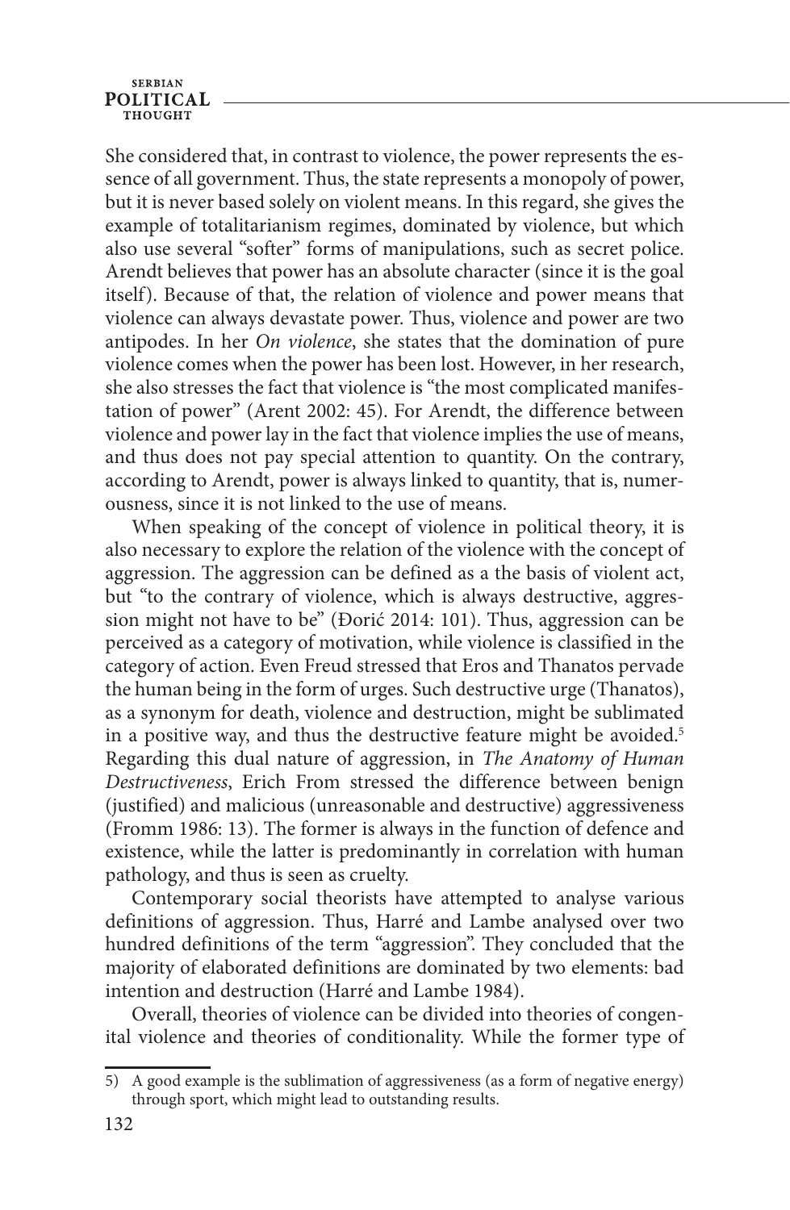She considered that, in contrast to violence, the power represents the essence of all government. Thus, the state represents a monopoly of power, but it is never based solely on violent means. In this regard, she gives the example of totalitarianism regimes, dominated by violence, but which also use several "softer" forms of manipulations, such as secret police. Arendt believes that power has an absolute character (since it is the goal itself). Because of that, the relation of violence and power means that violence can always devastate power. Thus, violence and power are two antipodes. In her *On violence*, she states that the domination of pure violence comes when the power has been lost. However, in her research, she also stresses the fact that violence is "the most complicated manifestation of power" (Arent 2002: 45). For Arendt, the difference between violence and power lay in the fact that violence implies the use of means, and thus does not pay special attention to quantity. On the contrary, according to Arendt, power is always linked to quantity, that is, numerousness, since it is not linked to the use of means.

When speaking of the concept of violence in political theory, it is also necessary to explore the relation of the violence with the concept of aggression. The aggression can be defined as a the basis of violent act, but "to the contrary of violence, which is always destructive, aggression might not have to be" (Đorić 2014: 101). Thus, aggression can be perceived as a category of motivation, while violence is classified in the category of action. Even Freud stressed that Eros and Thanatos pervade the human being in the form of urges. Such destructive urge (Thanatos), as a synonym for death, violence and destruction, might be sublimated in a positive way, and thus the destructive feature might be avoided.[5] Regarding this dual nature of aggression, in *The Anatomy of Human Destructiveness*, Erich From stressed the difference between benign (justified) and malicious (unreasonable and destructive) aggressiveness (Fromm 1986: 13). The former is always in the function of defence and existence, while the latter is predominantly in correlation with human pathology, and thus is seen as cruelty.

Contemporary social theorists have attempted to analyse various definitions of aggression. Thus, Harré and Lambe analysed over two hundred definitions of the term "aggression". They concluded that the majority of elaborated definitions are dominated by two elements: bad intention and destruction (Harré and Lambe 1984).

Overall, theories of violence can be divided into theories of congenital violence and theories of conditionality. While the former type of

5) A good example is the sublimation of aggressiveness (as a form of negative energy) through sport, which might lead to outstanding results.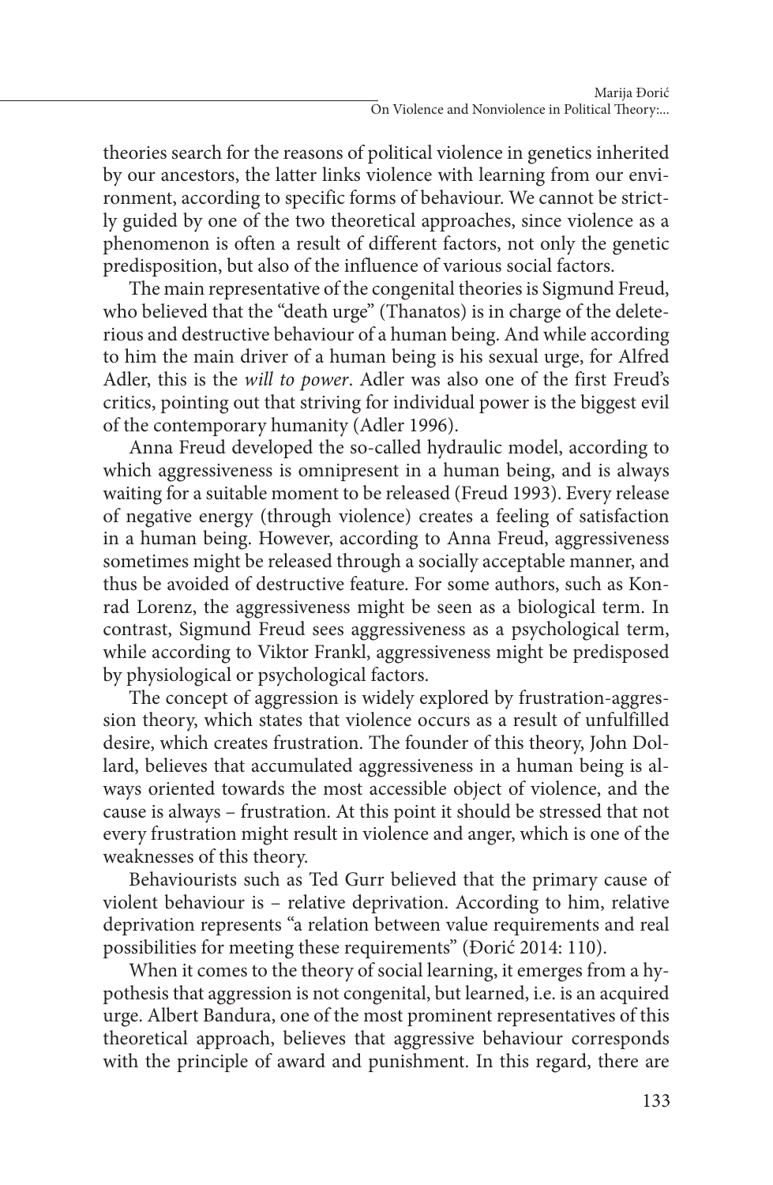theories search for the reasons of political violence in genetics inherited by our ancestors, the latter links violence with learning from our environment, according to specific forms of behaviour. We cannot be strictly guided by one of the two theoretical approaches, since violence as a phenomenon is often a result of different factors, not only the genetic predisposition, but also of the influence of various social factors.

The main representative of the congenital theories is Sigmund Freud, who believed that the "death urge" (Thanatos) is in charge of the deleterious and destructive behaviour of a human being. And while according to him the main driver of a human being is his sexual urge, for Alfred Adler, this is the *will to power*. Adler was also one of the first Freud's critics, pointing out that striving for individual power is the biggest evil of the contemporary humanity (Adler 1996).

Anna Freud developed the so-called hydraulic model, according to which aggressiveness is omnipresent in a human being, and is always waiting for a suitable moment to be released (Freud 1993). Every release of negative energy (through violence) creates a feeling of satisfaction in a human being. However, according to Anna Freud, aggressiveness sometimes might be released through a socially acceptable manner, and thus be avoided of destructive feature. For some authors, such as Konrad Lorenz, the aggressiveness might be seen as a biological term. In contrast, Sigmund Freud sees aggressiveness as a psychological term, while according to Viktor Frankl, aggressiveness might be predisposed by physiological or psychological factors.

The concept of aggression is widely explored by frustration-aggression theory, which states that violence occurs as a result of unfulfilled desire, which creates frustration. The founder of this theory, John Dollard, believes that accumulated aggressiveness in a human being is always oriented towards the most accessible object of violence, and the cause is always – frustration. At this point it should be stressed that not every frustration might result in violence and anger, which is one of the weaknesses of this theory.

Behaviourists such as Ted Gurr believed that the primary cause of violent behaviour is – relative deprivation. According to him, relative deprivation represents "a relation between value requirements and real possibilities for meeting these requirements" (Đorić 2014: 110).

When it comes to the theory of social learning, it emerges from a hypothesis that aggression is not congenital, but learned, i.e. is an acquired urge. Albert Bandura, one of the most prominent representatives of this theoretical approach, believes that aggressive behaviour corresponds with the principle of award and punishment. In this regard, there are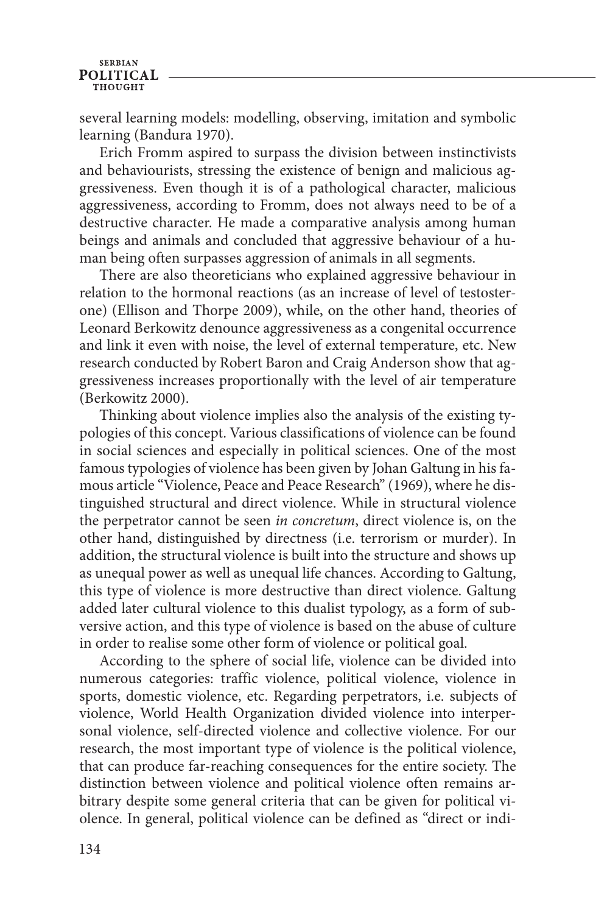several learning models: modelling, observing, imitation and symbolic learning (Bandura 1970).

Erich Fromm aspired to surpass the division between instinctivists and behaviourists, stressing the existence of benign and malicious aggressiveness. Even though it is of a pathological character, malicious aggressiveness, according to Fromm, does not always need to be of a destructive character. He made a comparative analysis among human beings and animals and concluded that aggressive behaviour of a human being often surpasses aggression of animals in all segments.

There are also theoreticians who explained aggressive behaviour in relation to the hormonal reactions (as an increase of level of testosterone) (Ellison and Thorpe 2009), while, on the other hand, theories of Leonard Berkowitz denounce aggressiveness as a congenital occurrence and link it even with noise, the level of external temperature, etc. New research conducted by Robert Baron and Craig Anderson show that aggressiveness increases proportionally with the level of air temperature (Berkowitz 2000).

Thinking about violence implies also the analysis of the existing typologies of this concept. Various classifications of violence can be found in social sciences and especially in political sciences. One of the most famous typologies of violence has been given by Johan Galtung in his famous article "Violence, Peace and Peace Research" (1969), where he distinguished structural and direct violence. While in structural violence the perpetrator cannot be seen *in concretum*, direct violence is, on the other hand, distinguished by directness (i.e. terrorism or murder). In addition, the structural violence is built into the structure and shows up as unequal power as well as unequal life chances. According to Galtung, this type of violence is more destructive than direct violence. Galtung added later cultural violence to this dualist typology, as a form of subversive action, and this type of violence is based on the abuse of culture in order to realise some other form of violence or political goal.

According to the sphere of social life, violence can be divided into numerous categories: traffic violence, political violence, violence in sports, domestic violence, etc. Regarding perpetrators, i.e. subjects of violence, World Health Organization divided violence into interpersonal violence, self-directed violence and collective violence. For our research, the most important type of violence is the political violence, that can produce far-reaching consequences for the entire society. The distinction between violence and political violence often remains arbitrary despite some general criteria that can be given for political violence. In general, political violence can be defined as "direct or indi-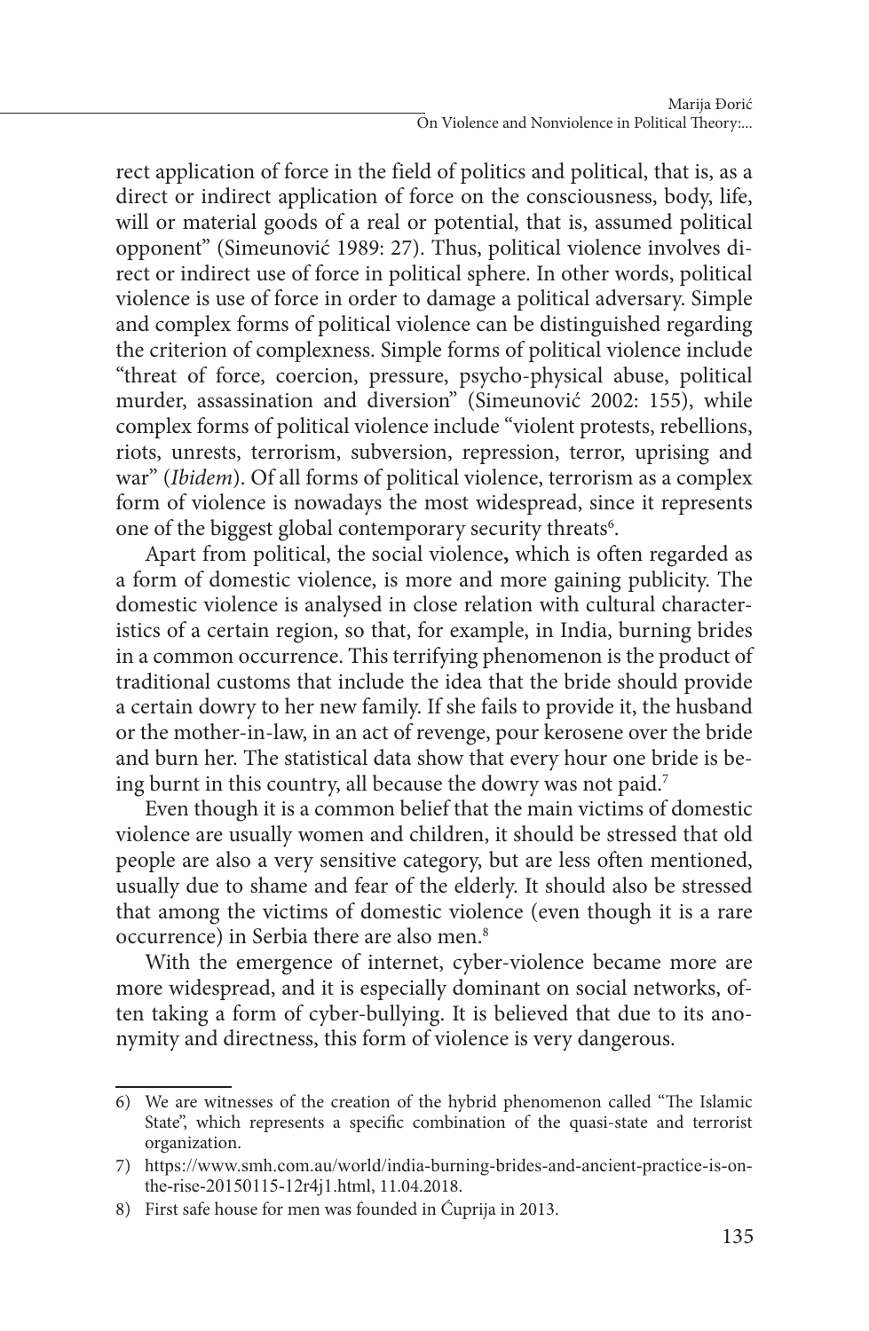rect application of force in the field of politics and political, that is, as a direct or indirect application of force on the consciousness, body, life, will or material goods of a real or potential, that is, assumed political opponent" (Simeunović 1989: 27). Thus, political violence involves direct or indirect use of force in political sphere. In other words, political violence is use of force in order to damage a political adversary. Simple and complex forms of political violence can be distinguished regarding the criterion of complexness. Simple forms of political violence include "threat of force, coercion, pressure, psycho-physical abuse, political murder, assassination and diversion" (Simeunović 2002: 155), while complex forms of political violence include "violent protests, rebellions, riots, unrests, terrorism, subversion, repression, terror, uprising and war" (*Ibidem*). Of all forms of political violence, terrorism as a complex form of violence is nowadays the most widespread, since it represents one of the biggest global contemporary security threats[6].

Apart from political, the social violence**,** which is often regarded as a form of domestic violence, is more and more gaining publicity. The domestic violence is analysed in close relation with cultural characteristics of a certain region, so that, for example, in India, burning brides in a common occurrence. This terrifying phenomenon is the product of traditional customs that include the idea that the bride should provide a certain dowry to her new family. If she fails to provide it, the husband or the mother-in-law, in an act of revenge, pour kerosene over the bride and burn her. The statistical data show that every hour one bride is being burnt in this country, all because the dowry was not paid.[7]

Even though it is a common belief that the main victims of domestic violence are usually women and children, it should be stressed that old people are also a very sensitive category, but are less often mentioned, usually due to shame and fear of the elderly. It should also be stressed that among the victims of domestic violence (even though it is a rare occurrence) in Serbia there are also men.[8]

With the emergence of internet, cyber-violence became more are more widespread, and it is especially dominant on social networks, often taking a form of cyber-bullying. It is believed that due to its anonymity and directness, this form of violence is very dangerous.

---

6) We are witnesses of the creation of the hybrid phenomenon called "The Islamic State", which represents a specific combination of the quasi-state and terrorist organization.

7) https://www.smh.com.au/world/india-burning-brides-and-ancient-practice-is-on-the-rise-20150115-12r4j1.html, 11.04.2018.

8) First safe house for men was founded in Ćuprija in 2013.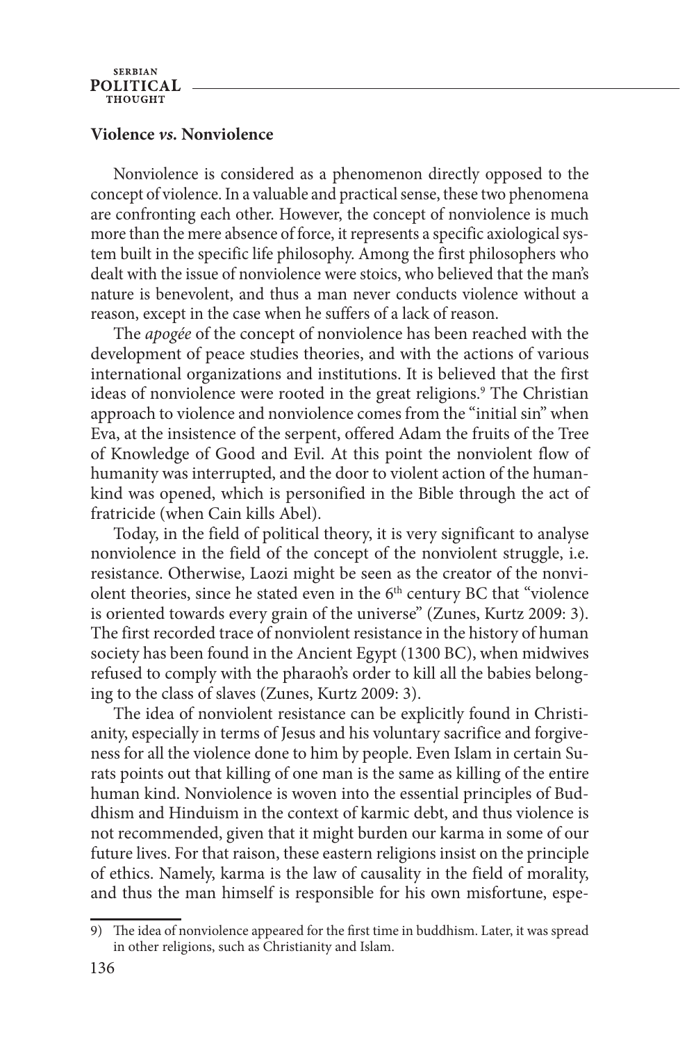## Violence *vs.* Nonviolence

Nonviolence is considered as a phenomenon directly opposed to the concept of violence. In a valuable and practical sense, these two phenomena are confronting each other. However, the concept of nonviolence is much more than the mere absence of force, it represents a specific axiological system built in the specific life philosophy. Among the first philosophers who dealt with the issue of nonviolence were stoics, who believed that the man's nature is benevolent, and thus a man never conducts violence without a reason, except in the case when he suffers of a lack of reason.

The *apogée* of the concept of nonviolence has been reached with the development of peace studies theories, and with the actions of various international organizations and institutions. It is believed that the first ideas of nonviolence were rooted in the great religions.[9] The Christian approach to violence and nonviolence comes from the "initial sin" when Eva, at the insistence of the serpent, offered Adam the fruits of the Tree of Knowledge of Good and Evil. At this point the nonviolent flow of humanity was interrupted, and the door to violent action of the humankind was opened, which is personified in the Bible through the act of fratricide (when Cain kills Abel).

Today, in the field of political theory, it is very significant to analyse nonviolence in the field of the concept of the nonviolent struggle, i.e. resistance. Otherwise, Laozi might be seen as the creator of the nonviolent theories, since he stated even in the 6th century BC that "violence is oriented towards every grain of the universe" (Zunes, Kurtz 2009: 3). The first recorded trace of nonviolent resistance in the history of human society has been found in the Ancient Egypt (1300 BC), when midwives refused to comply with the pharaoh's order to kill all the babies belonging to the class of slaves (Zunes, Kurtz 2009: 3).

The idea of nonviolent resistance can be explicitly found in Christianity, especially in terms of Jesus and his voluntary sacrifice and forgiveness for all the violence done to him by people. Even Islam in certain Surats points out that killing of one man is the same as killing of the entire human kind. Nonviolence is woven into the essential principles of Buddhism and Hinduism in the context of karmic debt, and thus violence is not recommended, given that it might burden our karma in some of our future lives. For that raison, these eastern religions insist on the principle of ethics. Namely, karma is the law of causality in the field of morality, and thus the man himself is responsible for his own misfortune, espe-

9) The idea of nonviolence appeared for the first time in buddhism. Later, it was spread in other religions, such as Christianity and Islam.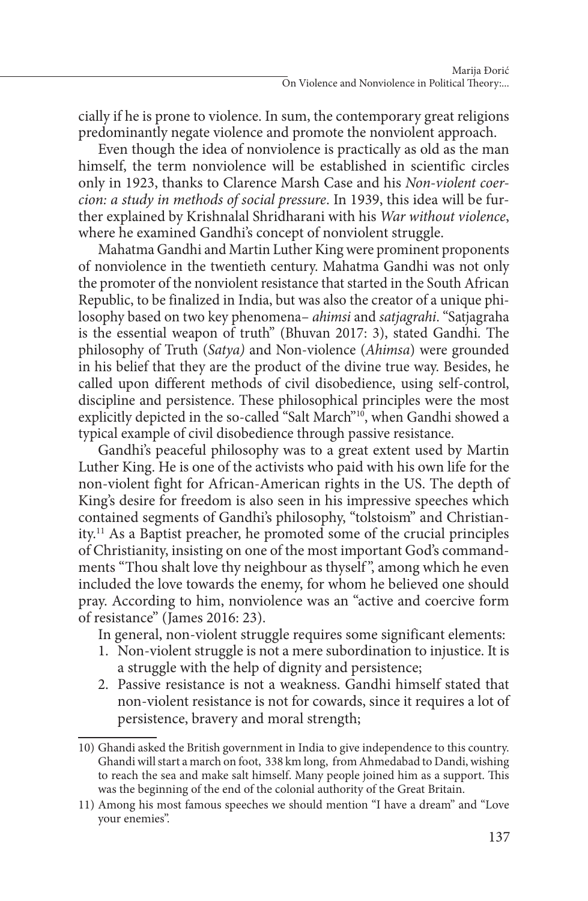cially if he is prone to violence. In sum, the contemporary great religions predominantly negate violence and promote the nonviolent approach.

Even though the idea of nonviolence is practically as old as the man himself, the term nonviolence will be established in scientific circles only in 1923, thanks to Clarence Marsh Case and his *Non-violent coercion: a study in methods of social pressure*. In 1939, this idea will be further explained by Krishnalal Shridharani with his *War without violence*, where he examined Gandhi's concept of nonviolent struggle.

Mahatma Gandhi and Martin Luther King were prominent proponents of nonviolence in the twentieth century. Mahatma Gandhi was not only the promoter of the nonviolent resistance that started in the South African Republic, to be finalized in India, but was also the creator of a unique philosophy based on two key phenomena– *ahimsi* and *satjagrahi*. "Satjagraha is the essential weapon of truth" (Bhuvan 2017: 3), stated Gandhi. The philosophy of Truth (*Satya)* and Non-violence (*Ahimsa*) were grounded in his belief that they are the product of the divine true way. Besides, he called upon different methods of civil disobedience, using self-control, discipline and persistence. These philosophical principles were the most explicitly depicted in the so-called "Salt March"[10], when Gandhi showed a typical example of civil disobedience through passive resistance.

Gandhi's peaceful philosophy was to a great extent used by Martin Luther King. He is one of the activists who paid with his own life for the non-violent fight for African-American rights in the US. The depth of King's desire for freedom is also seen in his impressive speeches which contained segments of Gandhi's philosophy, "tolstoism" and Christianity.[11] As a Baptist preacher, he promoted some of the crucial principles of Christianity, insisting on one of the most important God's commandments "Thou shalt love thy neighbour as thyself", among which he even included the love towards the enemy, for whom he believed one should pray. According to him, nonviolence was an "active and coercive form of resistance" (James 2016: 23).

In general, non-violent struggle requires some significant elements:

1. Non-violent struggle is not a mere subordination to injustice. It is a struggle with the help of dignity and persistence;
2. Passive resistance is not a weakness. Gandhi himself stated that non-violent resistance is not for cowards, since it requires a lot of persistence, bravery and moral strength;

---

10) Ghandi asked the British government in India to give independence to this country. Ghandi will start a march on foot, 338 km long, from Ahmedabad to Dandi, wishing to reach the sea and make salt himself. Many people joined him as a support. This was the beginning of the end of the colonial authority of the Great Britain.

11) Among his most famous speeches we should mention "I have a dream" and "Love your enemies".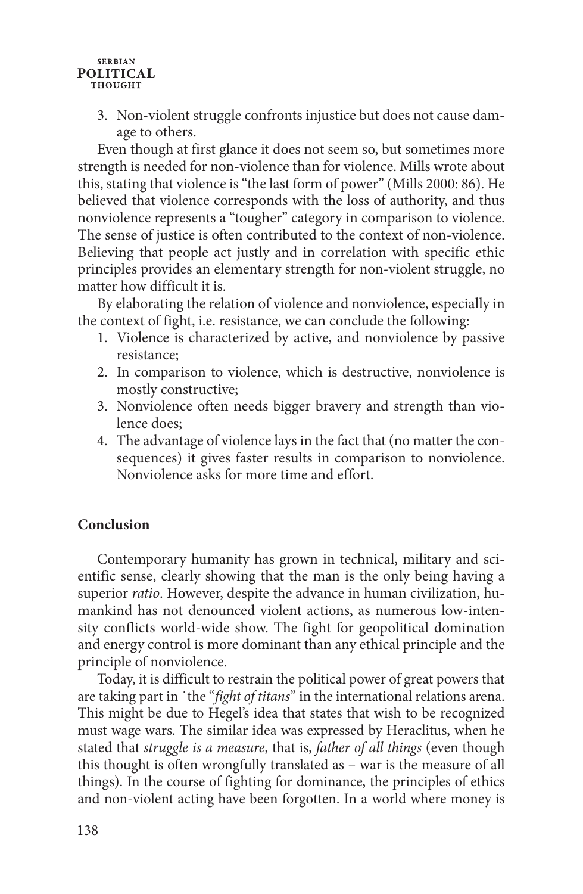3. Non-violent struggle confronts injustice but does not cause damage to others.

Even though at first glance it does not seem so, but sometimes more strength is needed for non-violence than for violence. Mills wrote about this, stating that violence is "the last form of power" (Mills 2000: 86). He believed that violence corresponds with the loss of authority, and thus nonviolence represents a "tougher" category in comparison to violence. The sense of justice is often contributed to the context of non-violence. Believing that people act justly and in correlation with specific ethic principles provides an elementary strength for non-violent struggle, no matter how difficult it is.

By elaborating the relation of violence and nonviolence, especially in the context of fight, i.e. resistance, we can conclude the following:

1. Violence is characterized by active, and nonviolence by passive resistance;
2. In comparison to violence, which is destructive, nonviolence is mostly constructive;
3. Nonviolence often needs bigger bravery and strength than violence does;
4. The advantage of violence lays in the fact that (no matter the consequences) it gives faster results in comparison to nonviolence. Nonviolence asks for more time and effort.

## Conclusion

Contemporary humanity has grown in technical, military and scientific sense, clearly showing that the man is the only being having a superior *ratio*. However, despite the advance in human civilization, humankind has not denounced violent actions, as numerous low-intensity conflicts world-wide show. The fight for geopolitical domination and energy control is more dominant than any ethical principle and the principle of nonviolence.

Today, it is difficult to restrain the political power of great powers that are taking part in ˙the "*fight of titans*" in the international relations arena. This might be due to Hegel's idea that states that wish to be recognized must wage wars. The similar idea was expressed by Heraclitus, when he stated that *struggle is a measure*, that is, *father of all things* (even though this thought is often wrongfully translated as – war is the measure of all things). In the course of fighting for dominance, the principles of ethics and non-violent acting have been forgotten. In a world where money is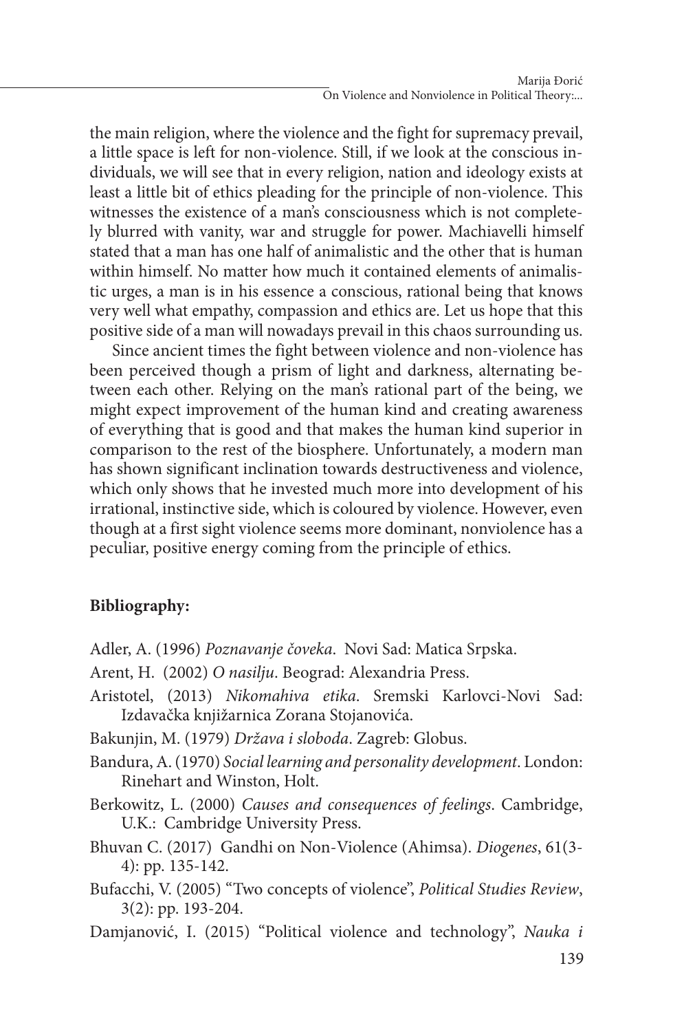the main religion, where the violence and the fight for supremacy prevail, a little space is left for non-violence. Still, if we look at the conscious individuals, we will see that in every religion, nation and ideology exists at least a little bit of ethics pleading for the principle of non-violence. This witnesses the existence of a man's consciousness which is not completely blurred with vanity, war and struggle for power. Machiavelli himself stated that a man has one half of animalistic and the other that is human within himself. No matter how much it contained elements of animalistic urges, a man is in his essence a conscious, rational being that knows very well what empathy, compassion and ethics are. Let us hope that this positive side of a man will nowadays prevail in this chaos surrounding us.

Since ancient times the fight between violence and non-violence has been perceived though a prism of light and darkness, alternating between each other. Relying on the man's rational part of the being, we might expect improvement of the human kind and creating awareness of everything that is good and that makes the human kind superior in comparison to the rest of the biosphere. Unfortunately, a modern man has shown significant inclination towards destructiveness and violence, which only shows that he invested much more into development of his irrational, instinctive side, which is coloured by violence. However, even though at a first sight violence seems more dominant, nonviolence has a peculiar, positive energy coming from the principle of ethics.

**Bibliography:**

Adler, A. (1996) *Poznavanje čoveka*. Novi Sad: Matica Srpska.

Arent, H. (2002) *O nasilju*. Beograd: Alexandria Press.

Aristotel, (2013) *Nikomahiva etika*. Sremski Karlovci-Novi Sad: Izdavačka knjižarnica Zorana Stojanovića.

Bakunjin, M. (1979) *Država i sloboda*. Zagreb: Globus.

Bandura, A. (1970) *Social learning and personality development*. London: Rinehart and Winston, Holt.

Berkowitz, L. (2000) *Causes and consequences of feelings*. Cambridge, U.K.: Cambridge University Press.

Bhuvan C. (2017) Gandhi on Non-Violence (Ahimsa). *Diogenes*, 61(3-4): pp. 135-142.

Bufacchi, V. (2005) "Two concepts of violence", *Political Studies Review*, 3(2): pp. 193-204.

Damjanović, I. (2015) "Political violence and technology", *Nauka i*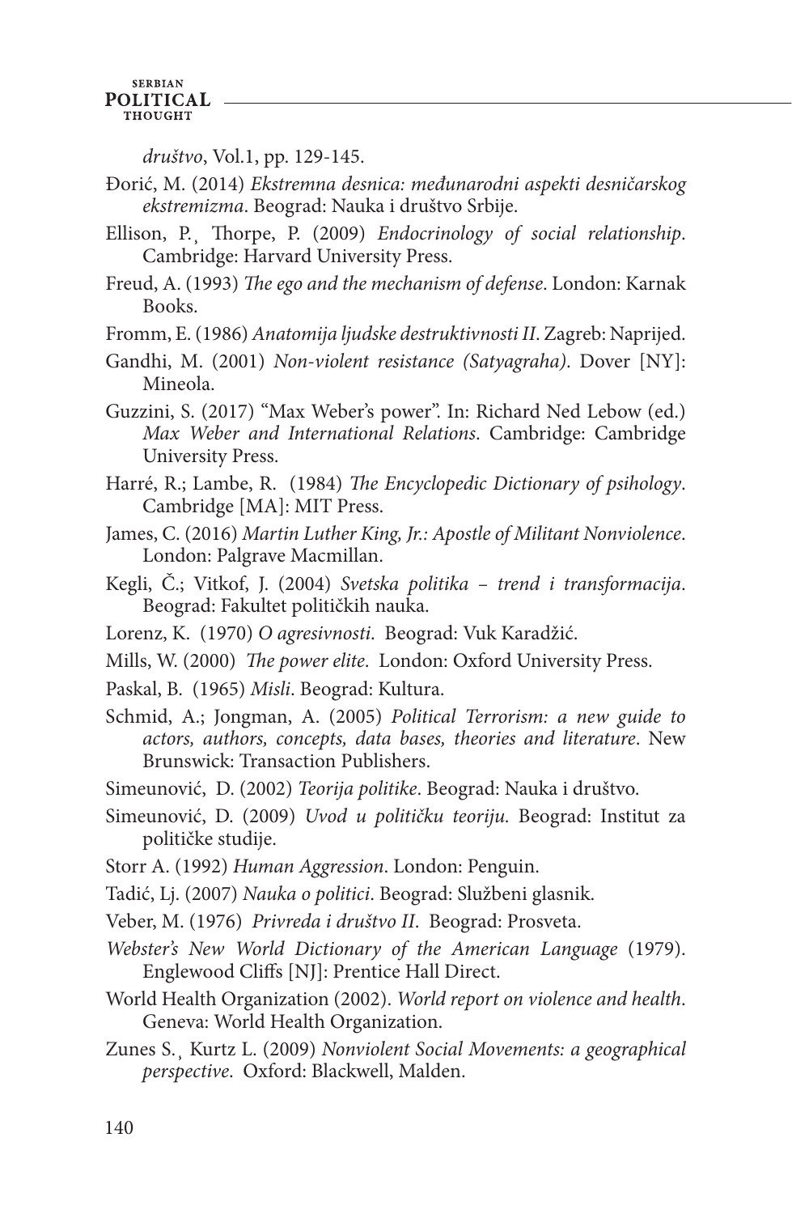*društvo*, Vol.1, pp. 129-145.

Đorić, M. (2014) *Ekstremna desnica: međunarodni aspekti desničarskog ekstremizma*. Beograd: Nauka i društvo Srbije.

Ellison, P.¸ Thorpe, P. (2009) *Endocrinology of social relationship*. Cambridge: Harvard University Press.

Freud, A. (1993) *The ego and the mechanism of defense*. London: Karnak Books.

Fromm, E. (1986) *Anatomija ljudske destruktivnosti II*. Zagreb: Naprijed.

Gandhi, M. (2001) *Non-violent resistance (Satyagraha)*. Dover [NY]: Mineola.

Guzzini, S. (2017) "Max Weber's power". In: Richard Ned Lebow (ed.) *Max Weber and International Relations*. Cambridge: Cambridge University Press.

Harré, R.; Lambe, R. (1984) *The Encyclopedic Dictionary of psihology*. Cambridge [MA]: MIT Press.

James, C. (2016) *Martin Luther King, Jr.: Apostle of Militant Nonviolence*. London: Palgrave Macmillan.

Kegli, Č.; Vitkof, J. (2004) *Svetska politika – trend i transformacija*. Beograd: Fakultet političkih nauka.

Lorenz, K. (1970) *O agresivnosti*. Beograd: Vuk Karadžić.

Mills, W. (2000) *The power elite*. London: Oxford University Press.

Paskal, B. (1965) *Misli*. Beograd: Kultura.

Schmid, A.; Jongman, A. (2005) *Political Terrorism: a new guide to actors, authors, concepts, data bases, theories and literature*. New Brunswick: Transaction Publishers.

Simeunović, D. (2002) *Teorija politike*. Beograd: Nauka i društvo.

Simeunović, D. (2009) *Uvod u političku teoriju*. Beograd: Institut za političke studije.

Storr A. (1992) *Human Aggression*. London: Penguin.

Tadić, Lj. (2007) *Nauka o politici*. Beograd: Službeni glasnik.

Veber, M. (1976) *Privreda i društvo II*. Beograd: Prosveta.

*Webster's New World Dictionary of the American Language* (1979). Englewood Cliffs [NJ]: Prentice Hall Direct.

World Health Organization (2002). *World report on violence and health*. Geneva: World Health Organization.

Zunes S.¸ Kurtz L. (2009) *Nonviolent Social Movements: a geographical perspective*. Oxford: Blackwell, Malden.